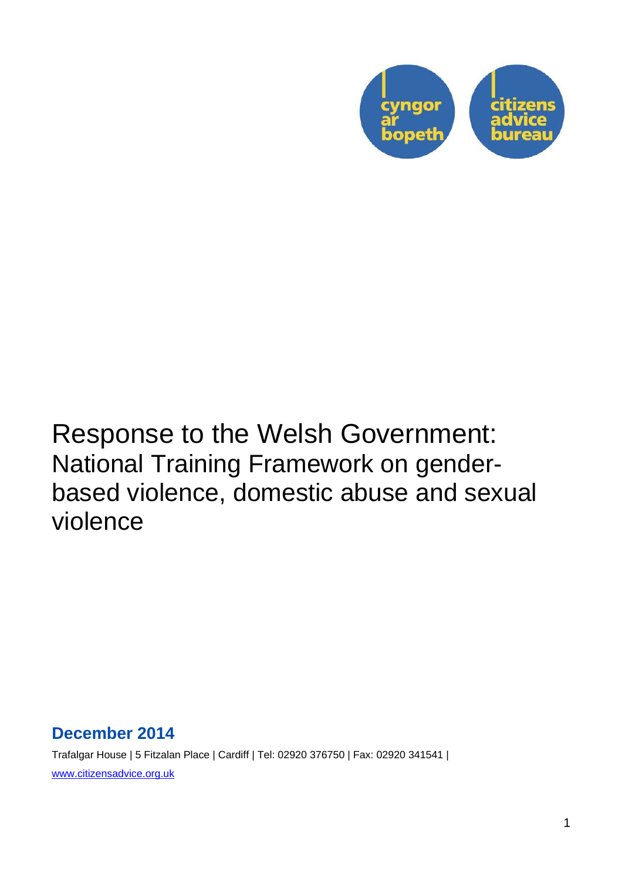cyngor ar bopeth

citizens advice bureau

# Response to the Welsh Government: National Training Framework on gender-based violence, domestic abuse and sexual violence

**December 2014**

Trafalgar House | 5 Fitzalan Place | Cardiff | Tel: 02920 376750 | Fax: 02920 341541 | www.citizensadvice.org.uk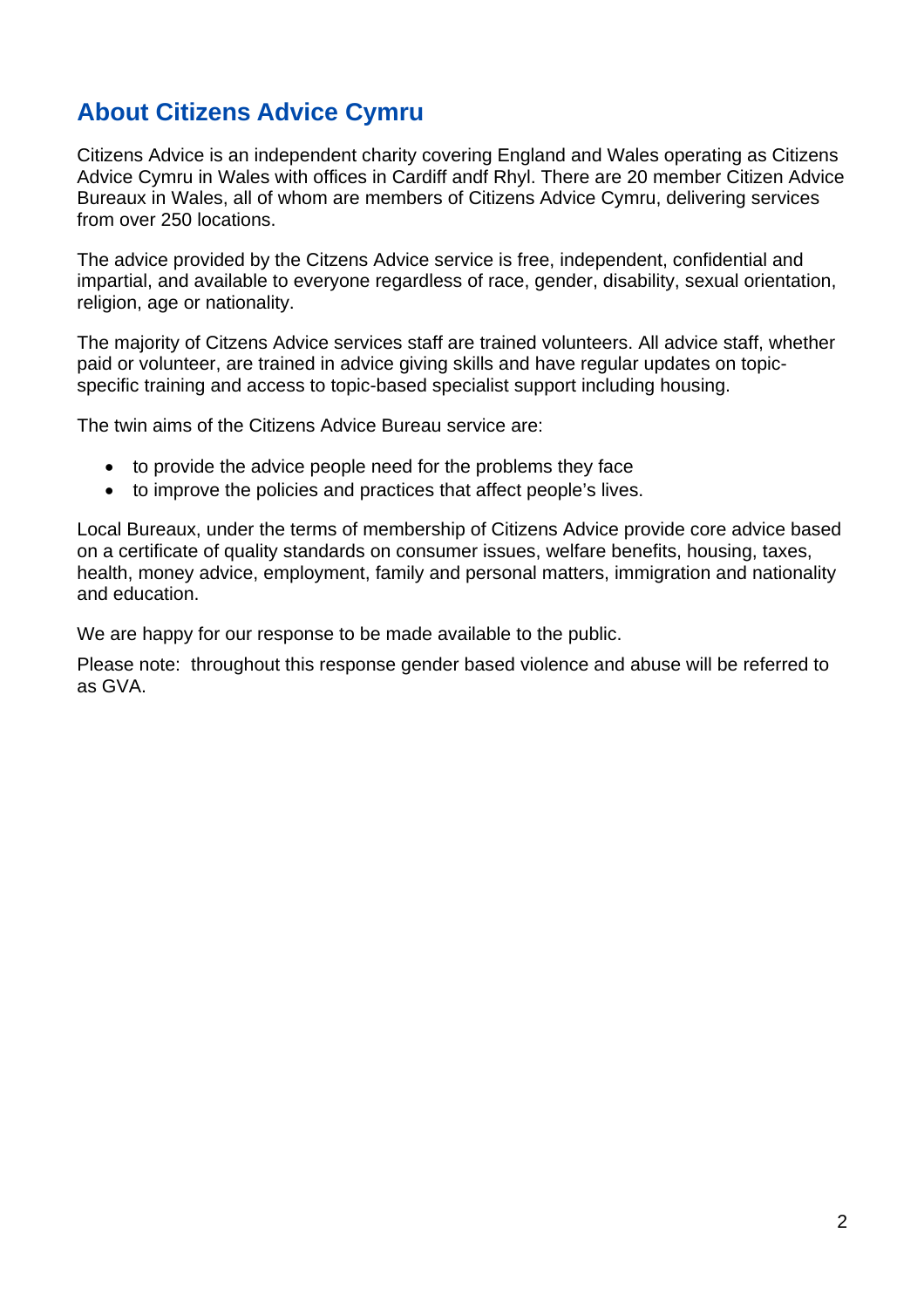## About Citizens Advice Cymru

Citizens Advice is an independent charity covering England and Wales operating as Citizens Advice Cymru in Wales with offices in Cardiff andf Rhyl. There are 20 member Citizen Advice Bureaux in Wales, all of whom are members of Citizens Advice Cymru, delivering services from over 250 locations.

The advice provided by the Citzens Advice service is free, independent, confidential and impartial, and available to everyone regardless of race, gender, disability, sexual orientation, religion, age or nationality.

The majority of Citizens Advice services staff are trained volunteers. All advice staff, whether paid or volunteer, are trained in advice giving skills and have regular updates on topic-specific training and access to topic-based specialist support including housing.

The twin aims of the Citizens Advice Bureau service are:

- to provide the advice people need for the problems they face
- to improve the policies and practices that affect people's lives.

Local Bureaux, under the terms of membership of Citizens Advice provide core advice based on a certificate of quality standards on consumer issues, welfare benefits, housing, taxes, health, money advice, employment, family and personal matters, immigration and nationality and education.

We are happy for our response to be made available to the public.

Please note: throughout this response gender based violence and abuse will be referred to as GVA.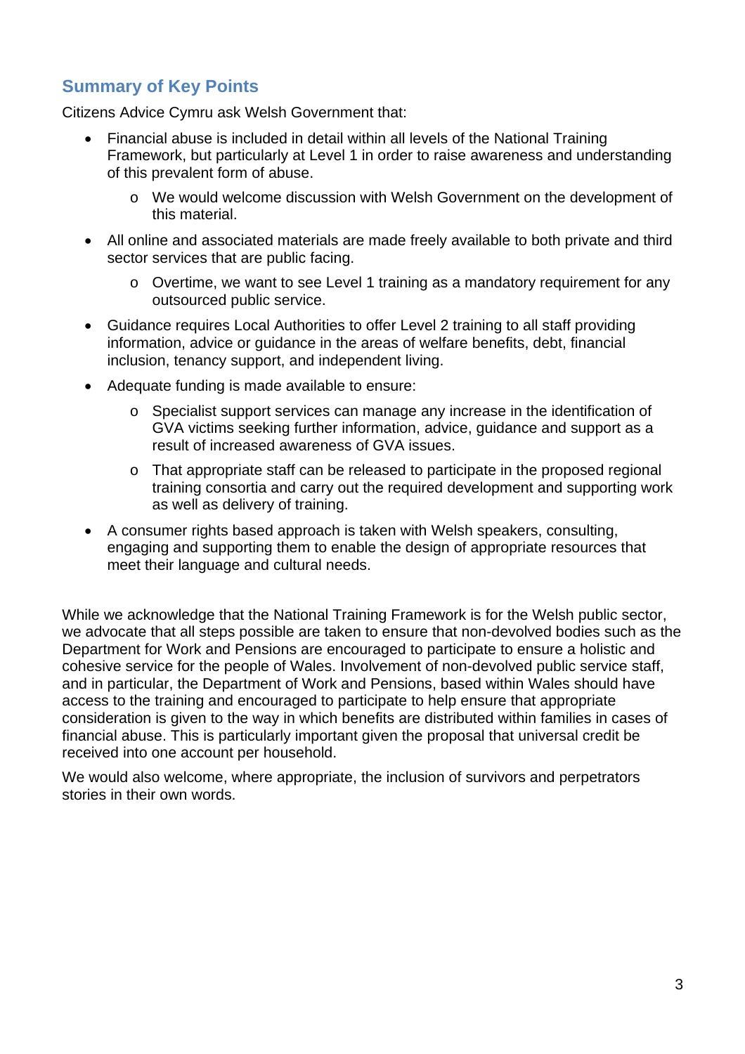## Summary of Key Points

Citizens Advice Cymru ask Welsh Government that:

- Financial abuse is included in detail within all levels of the National Training Framework, but particularly at Level 1 in order to raise awareness and understanding of this prevalent form of abuse.
    - We would welcome discussion with Welsh Government on the development of this material.
- All online and associated materials are made freely available to both private and third sector services that are public facing.
    - Overtime, we want to see Level 1 training as a mandatory requirement for any outsourced public service.
- Guidance requires Local Authorities to offer Level 2 training to all staff providing information, advice or guidance in the areas of welfare benefits, debt, financial inclusion, tenancy support, and independent living.
- Adequate funding is made available to ensure:
    - Specialist support services can manage any increase in the identification of GVA victims seeking further information, advice, guidance and support as a result of increased awareness of GVA issues.
    - That appropriate staff can be released to participate in the proposed regional training consortia and carry out the required development and supporting work as well as delivery of training.
- A consumer rights based approach is taken with Welsh speakers, consulting, engaging and supporting them to enable the design of appropriate resources that meet their language and cultural needs.

While we acknowledge that the National Training Framework is for the Welsh public sector, we advocate that all steps possible are taken to ensure that non-devolved bodies such as the Department for Work and Pensions are encouraged to participate to ensure a holistic and cohesive service for the people of Wales. Involvement of non-devolved public service staff, and in particular, the Department of Work and Pensions, based within Wales should have access to the training and encouraged to participate to help ensure that appropriate consideration is given to the way in which benefits are distributed within families in cases of financial abuse. This is particularly important given the proposal that universal credit be received into one account per household.

We would also welcome, where appropriate, the inclusion of survivors and perpetrators stories in their own words.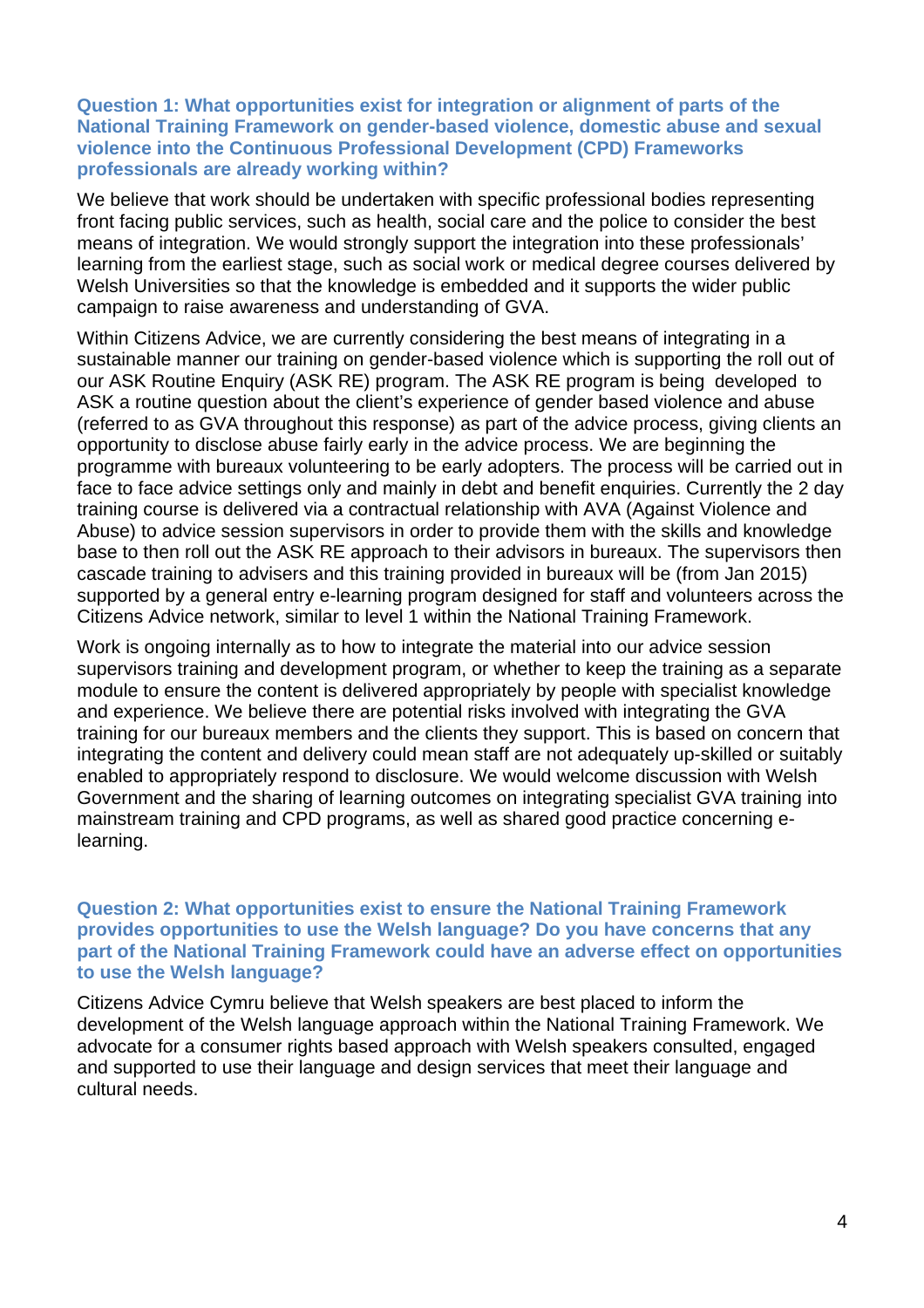### Question 1: What opportunities exist for integration or alignment of parts of the National Training Framework on gender-based violence, domestic abuse and sexual violence into the Continuous Professional Development (CPD) Frameworks professionals are already working within?

We believe that work should be undertaken with specific professional bodies representing front facing public services, such as health, social care and the police to consider the best means of integration. We would strongly support the integration into these professionals' learning from the earliest stage, such as social work or medical degree courses delivered by Welsh Universities so that the knowledge is embedded and it supports the wider public campaign to raise awareness and understanding of GVA.

Within Citizens Advice, we are currently considering the best means of integrating in a sustainable manner our training on gender-based violence which is supporting the roll out of our ASK Routine Enquiry (ASK RE) program. The ASK RE program is being developed to ASK a routine question about the client's experience of gender based violence and abuse (referred to as GVA throughout this response) as part of the advice process, giving clients an opportunity to disclose abuse fairly early in the advice process. We are beginning the programme with bureaux volunteering to be early adopters. The process will be carried out in face to face advice settings only and mainly in debt and benefit enquiries. Currently the 2 day training course is delivered via a contractual relationship with AVA (Against Violence and Abuse) to advice session supervisors in order to provide them with the skills and knowledge base to then roll out the ASK RE approach to their advisors in bureaux. The supervisors then cascade training to advisers and this training provided in bureaux will be (from Jan 2015) supported by a general entry e-learning program designed for staff and volunteers across the Citizens Advice network, similar to level 1 within the National Training Framework.

Work is ongoing internally as to how to integrate the material into our advice session supervisors training and development program, or whether to keep the training as a separate module to ensure the content is delivered appropriately by people with specialist knowledge and experience. We believe there are potential risks involved with integrating the GVA training for our bureaux members and the clients they support. This is based on concern that integrating the content and delivery could mean staff are not adequately up-skilled or suitably enabled to appropriately respond to disclosure. We would welcome discussion with Welsh Government and the sharing of learning outcomes on integrating specialist GVA training into mainstream training and CPD programs, as well as shared good practice concerning e-learning.

### Question 2: What opportunities exist to ensure the National Training Framework provides opportunities to use the Welsh language? Do you have concerns that any part of the National Training Framework could have an adverse effect on opportunities to use the Welsh language?

Citizens Advice Cymru believe that Welsh speakers are best placed to inform the development of the Welsh language approach within the National Training Framework. We advocate for a consumer rights based approach with Welsh speakers consulted, engaged and supported to use their language and design services that meet their language and cultural needs.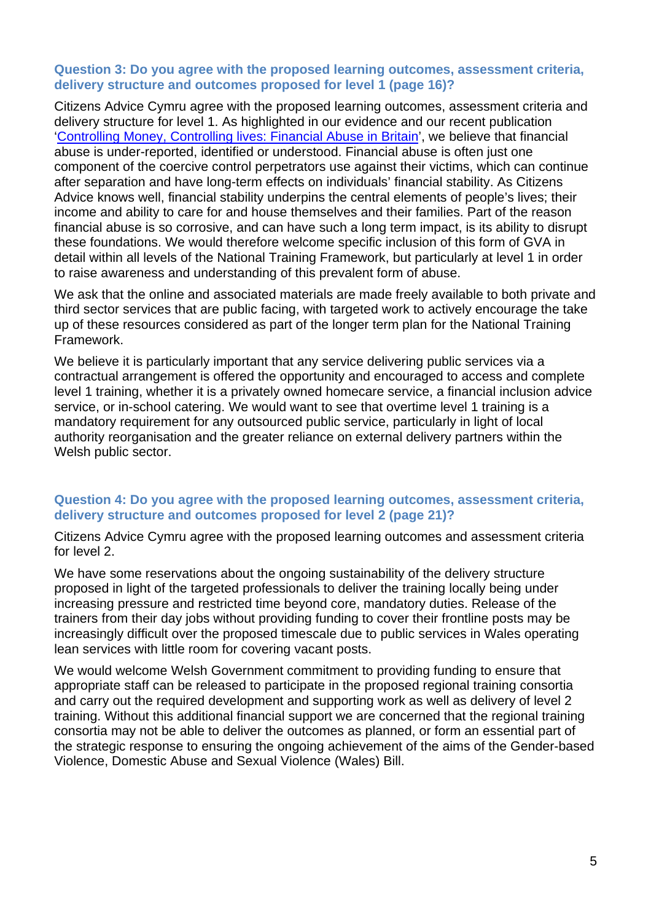**Question 3: Do you agree with the proposed learning outcomes, assessment criteria, delivery structure and outcomes proposed for level 1 (page 16)?**

Citizens Advice Cymru agree with the proposed learning outcomes, assessment criteria and delivery structure for level 1. As highlighted in our evidence and our recent publication '[Controlling Money, Controlling lives: Financial Abuse in Britain](#)', we believe that financial abuse is under-reported, identified or understood. Financial abuse is often just one component of the coercive control perpetrators use against their victims, which can continue after separation and have long-term effects on individuals' financial stability. As Citizens Advice knows well, financial stability underpins the central elements of people's lives; their income and ability to care for and house themselves and their families. Part of the reason financial abuse is so corrosive, and can have such a long term impact, is its ability to disrupt these foundations. We would therefore welcome specific inclusion of this form of GVA in detail within all levels of the National Training Framework, but particularly at level 1 in order to raise awareness and understanding of this prevalent form of abuse.

We ask that the online and associated materials are made freely available to both private and third sector services that are public facing, with targeted work to actively encourage the take up of these resources considered as part of the longer term plan for the National Training Framework.

We believe it is particularly important that any service delivering public services via a contractual arrangement is offered the opportunity and encouraged to access and complete level 1 training, whether it is a privately owned homecare service, a financial inclusion advice service, or in-school catering. We would want to see that overtime level 1 training is a mandatory requirement for any outsourced public service, particularly in light of local authority reorganisation and the greater reliance on external delivery partners within the Welsh public sector.

**Question 4: Do you agree with the proposed learning outcomes, assessment criteria, delivery structure and outcomes proposed for level 2 (page 21)?**

Citizens Advice Cymru agree with the proposed learning outcomes and assessment criteria for level 2.

We have some reservations about the ongoing sustainability of the delivery structure proposed in light of the targeted professionals to deliver the training locally being under increasing pressure and restricted time beyond core, mandatory duties. Release of the trainers from their day jobs without providing funding to cover their frontline posts may be increasingly difficult over the proposed timescale due to public services in Wales operating lean services with little room for covering vacant posts.

We would welcome Welsh Government commitment to providing funding to ensure that appropriate staff can be released to participate in the proposed regional training consortia and carry out the required development and supporting work as well as delivery of level 2 training. Without this additional financial support we are concerned that the regional training consortia may not be able to deliver the outcomes as planned, or form an essential part of the strategic response to ensuring the ongoing achievement of the aims of the Gender-based Violence, Domestic Abuse and Sexual Violence (Wales) Bill.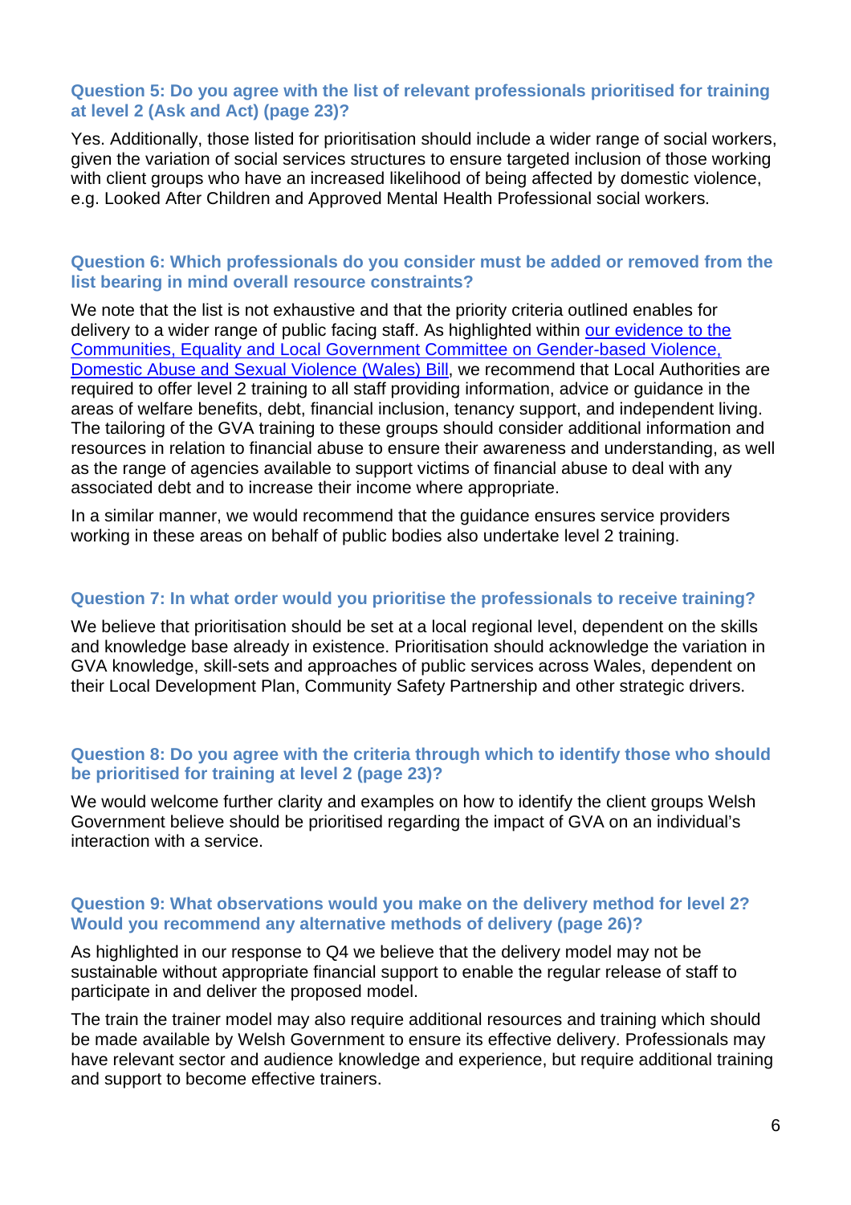### Question 5: Do you agree with the list of relevant professionals prioritised for training at level 2 (Ask and Act) (page 23)?

Yes. Additionally, those listed for prioritisation should include a wider range of social workers, given the variation of social services structures to ensure targeted inclusion of those working with client groups who have an increased likelihood of being affected by domestic violence, e.g. Looked After Children and Approved Mental Health Professional social workers.

### Question 6: Which professionals do you consider must be added or removed from the list bearing in mind overall resource constraints?

We note that the list is not exhaustive and that the priority criteria outlined enables for delivery to a wider range of public facing staff. As highlighted within our evidence to the Communities, Equality and Local Government Committee on Gender-based Violence, Domestic Abuse and Sexual Violence (Wales) Bill, we recommend that Local Authorities are required to offer level 2 training to all staff providing information, advice or guidance in the areas of welfare benefits, debt, financial inclusion, tenancy support, and independent living. The tailoring of the GVA training to these groups should consider additional information and resources in relation to financial abuse to ensure their awareness and understanding, as well as the range of agencies available to support victims of financial abuse to deal with any associated debt and to increase their income where appropriate.

In a similar manner, we would recommend that the guidance ensures service providers working in these areas on behalf of public bodies also undertake level 2 training.

### Question 7: In what order would you prioritise the professionals to receive training?

We believe that prioritisation should be set at a local regional level, dependent on the skills and knowledge base already in existence. Prioritisation should acknowledge the variation in GVA knowledge, skill-sets and approaches of public services across Wales, dependent on their Local Development Plan, Community Safety Partnership and other strategic drivers.

### Question 8: Do you agree with the criteria through which to identify those who should be prioritised for training at level 2 (page 23)?

We would welcome further clarity and examples on how to identify the client groups Welsh Government believe should be prioritised regarding the impact of GVA on an individual's interaction with a service.

### Question 9: What observations would you make on the delivery method for level 2? Would you recommend any alternative methods of delivery (page 26)?

As highlighted in our response to Q4 we believe that the delivery model may not be sustainable without appropriate financial support to enable the regular release of staff to participate in and deliver the proposed model.

The train the trainer model may also require additional resources and training which should be made available by Welsh Government to ensure its effective delivery. Professionals may have relevant sector and audience knowledge and experience, but require additional training and support to become effective trainers.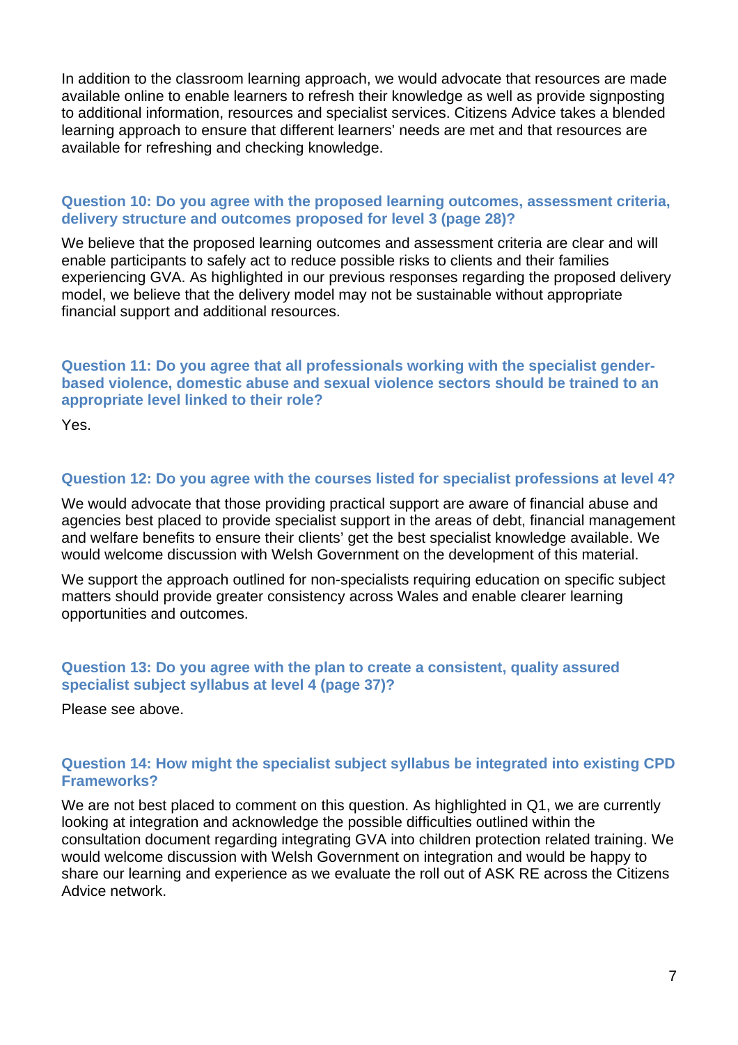In addition to the classroom learning approach, we would advocate that resources are made available online to enable learners to refresh their knowledge as well as provide signposting to additional information, resources and specialist services. Citizens Advice takes a blended learning approach to ensure that different learners' needs are met and that resources are available for refreshing and checking knowledge.

### Question 10: Do you agree with the proposed learning outcomes, assessment criteria, delivery structure and outcomes proposed for level 3 (page 28)?

We believe that the proposed learning outcomes and assessment criteria are clear and will enable participants to safely act to reduce possible risks to clients and their families experiencing GVA. As highlighted in our previous responses regarding the proposed delivery model, we believe that the delivery model may not be sustainable without appropriate financial support and additional resources.

### Question 11: Do you agree that all professionals working with the specialist gender-based violence, domestic abuse and sexual violence sectors should be trained to an appropriate level linked to their role?

Yes.

### Question 12: Do you agree with the courses listed for specialist professions at level 4?

We would advocate that those providing practical support are aware of financial abuse and agencies best placed to provide specialist support in the areas of debt, financial management and welfare benefits to ensure their clients' get the best specialist knowledge available. We would welcome discussion with Welsh Government on the development of this material.

We support the approach outlined for non-specialists requiring education on specific subject matters should provide greater consistency across Wales and enable clearer learning opportunities and outcomes.

### Question 13: Do you agree with the plan to create a consistent, quality assured specialist subject syllabus at level 4 (page 37)?

Please see above.

### Question 14: How might the specialist subject syllabus be integrated into existing CPD Frameworks?

We are not best placed to comment on this question. As highlighted in Q1, we are currently looking at integration and acknowledge the possible difficulties outlined within the consultation document regarding integrating GVA into children protection related training. We would welcome discussion with Welsh Government on integration and would be happy to share our learning and experience as we evaluate the roll out of ASK RE across the Citizens Advice network.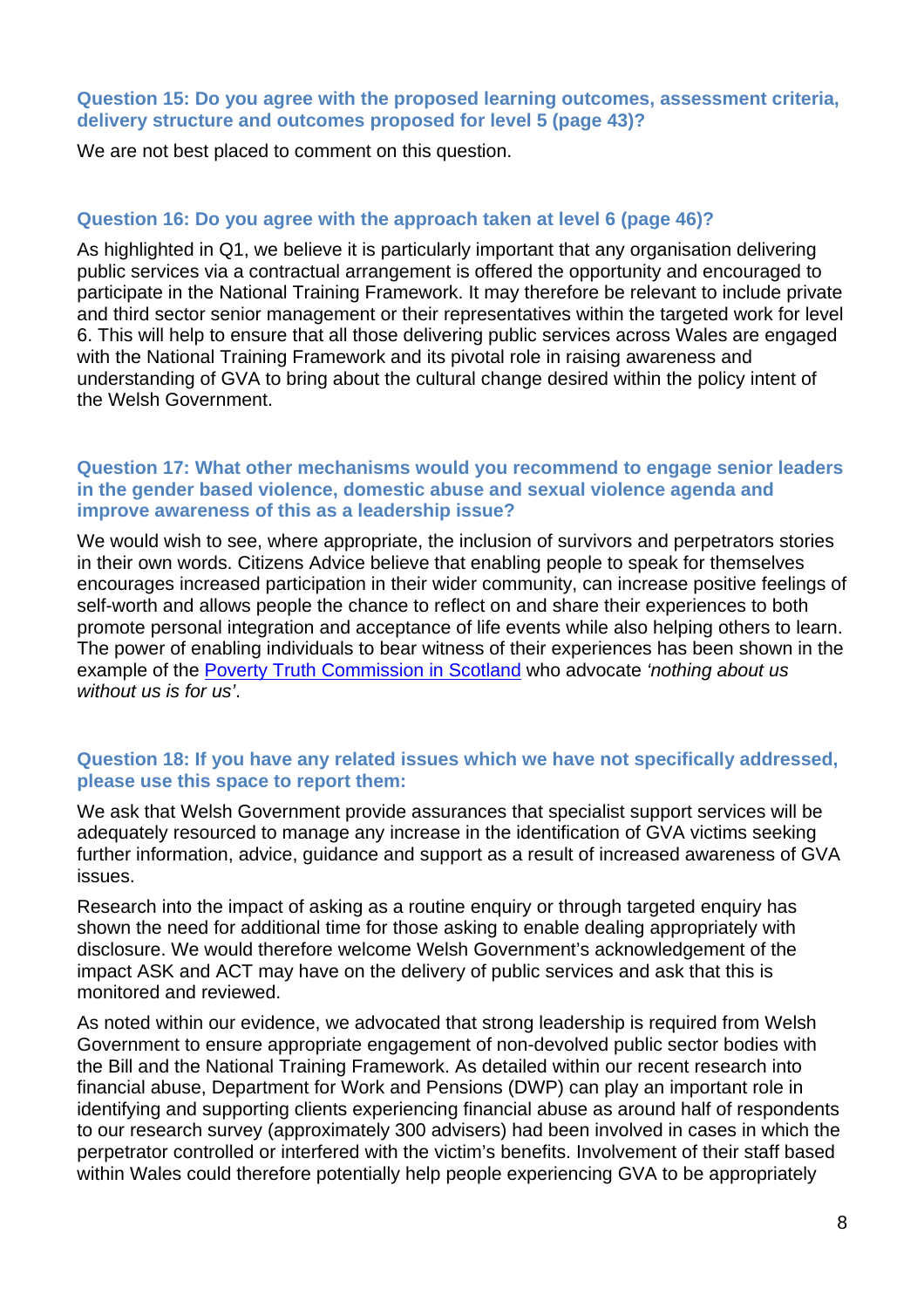### Question 15: Do you agree with the proposed learning outcomes, assessment criteria, delivery structure and outcomes proposed for level 5 (page 43)?

We are not best placed to comment on this question.

### Question 16: Do you agree with the approach taken at level 6 (page 46)?

As highlighted in Q1, we believe it is particularly important that any organisation delivering public services via a contractual arrangement is offered the opportunity and encouraged to participate in the National Training Framework. It may therefore be relevant to include private and third sector senior management or their representatives within the targeted work for level 6. This will help to ensure that all those delivering public services across Wales are engaged with the National Training Framework and its pivotal role in raising awareness and understanding of GVA to bring about the cultural change desired within the policy intent of the Welsh Government.

### Question 17: What other mechanisms would you recommend to engage senior leaders in the gender based violence, domestic abuse and sexual violence agenda and improve awareness of this as a leadership issue?

We would wish to see, where appropriate, the inclusion of survivors and perpetrators stories in their own words. Citizens Advice believe that enabling people to speak for themselves encourages increased participation in their wider community, can increase positive feelings of self-worth and allows people the chance to reflect on and share their experiences to both promote personal integration and acceptance of life events while also helping others to learn. The power of enabling individuals to bear witness of their experiences has been shown in the example of the [Poverty Truth Commission in Scotland]() who advocate *'nothing about us without us is for us'*.

### Question 18: If you have any related issues which we have not specifically addressed, please use this space to report them:

We ask that Welsh Government provide assurances that specialist support services will be adequately resourced to manage any increase in the identification of GVA victims seeking further information, advice, guidance and support as a result of increased awareness of GVA issues.

Research into the impact of asking as a routine enquiry or through targeted enquiry has shown the need for additional time for those asking to enable dealing appropriately with disclosure. We would therefore welcome Welsh Government's acknowledgement of the impact ASK and ACT may have on the delivery of public services and ask that this is monitored and reviewed.

As noted within our evidence, we advocated that strong leadership is required from Welsh Government to ensure appropriate engagement of non-devolved public sector bodies with the Bill and the National Training Framework. As detailed within our recent research into financial abuse, Department for Work and Pensions (DWP) can play an important role in identifying and supporting clients experiencing financial abuse as around half of respondents to our research survey (approximately 300 advisers) had been involved in cases in which the perpetrator controlled or interfered with the victim's benefits. Involvement of their staff based within Wales could therefore potentially help people experiencing GVA to be appropriately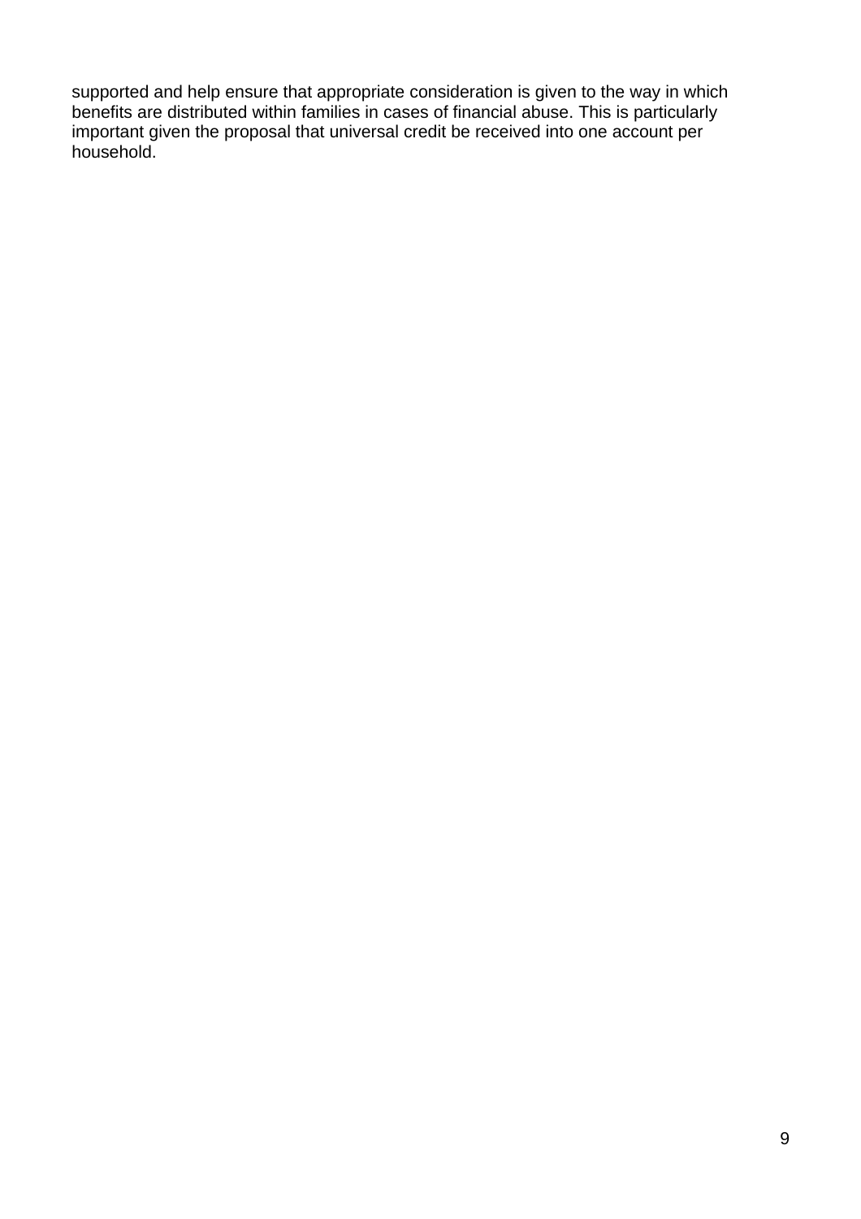supported and help ensure that appropriate consideration is given to the way in which benefits are distributed within families in cases of financial abuse. This is particularly important given the proposal that universal credit be received into one account per household.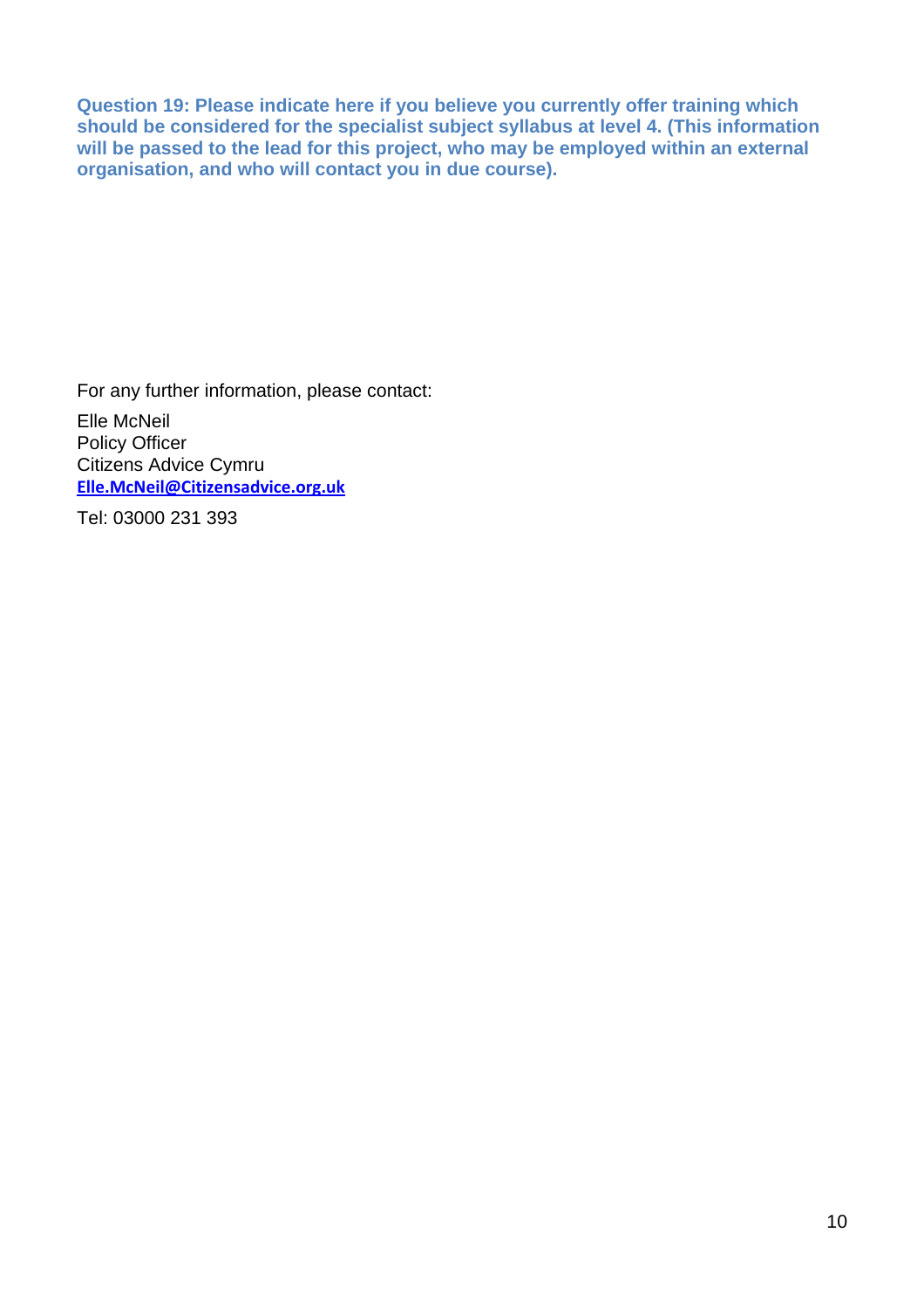**Question 19: Please indicate here if you believe you currently offer training which should be considered for the specialist subject syllabus at level 4. (This information will be passed to the lead for this project, who may be employed within an external organisation, and who will contact you in due course).**

For any further information, please contact:

Elle McNeil
Policy Officer
Citizens Advice Cymru
Elle.McNeil@Citizensadvice.org.uk

Tel: 03000 231 393